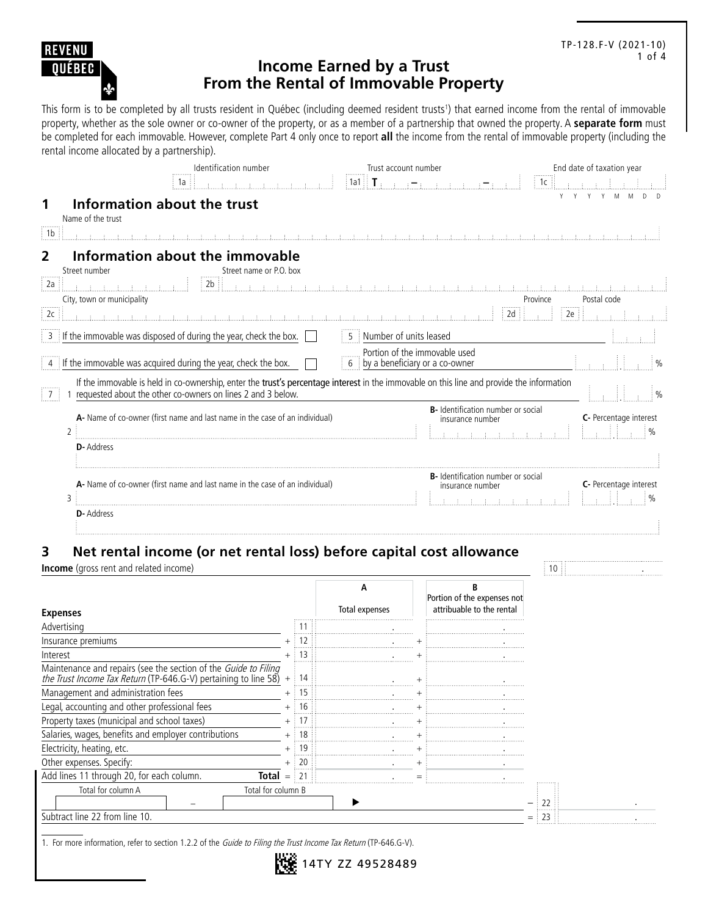REVENU QUÉBEC

TP-128.F-V (2021-10)

# Income Earned by a Trust From the Rental of Immovable Property

This form is to be completed by all trusts resident in Québec (including deemed resident trusts[1]) that earned income from the rental of immovable property, whether as the sole owner or co-owner of the property, or as a member of a partnership that owned the property. A **separate form** must be completed for each immovable. However, complete Part 4 only once to report **all** the income from the rental of immovable property (including the rental income allocated by a partnership).

| Identification number | Trust account number | End date of taxation year |
|---|---|---|
| 1a | 1a1 T – – | 1c YYYYMMDD |

## 1 Information about the trust

Name of the trust

1b

## 2 Information about the immovable

2a Street number

2b Street name or P.O. box

2c City, town or municipality

2d Province

2e Postal code

3 If the immovable was disposed of during the year, check the box. ☐

4 If the immovable was acquired during the year, check the box. ☐

5 Number of units leased

6 Portion of the immovable used by a beneficiary or a co-owner . %

7 1 If the immovable is held in co-ownership, enter the **trust's percentage interest** in the immovable on this line and provide the information requested about the other co-owners on lines 2 and 3 below. . %

| | A- Name of co-owner (first name and last name in the case of an individual) | B- Identification number or social insurance number | C- Percentage interest |
|---|---|---|---|
| 2 | | | . % |
| | D- Address | | |
| 3 | | | . % |
| | D- Address | | |

## 3 Net rental income (or net rental loss) before capital cost allowance

**Income** (gross rent and related income) 10

| Expenses | | Line | A Total expenses | | B Portion of the expenses not attributable to the rental |
|---|---|---|---|---|---|
| Advertising | | 11 | . | | . |
| Insurance premiums | + | 12 | . | + | . |
| Interest | + | 13 | . | + | . |
| Maintenance and repairs (see the section of the *Guide to Filing the Trust Income Tax Return* (TP-646.G-V) pertaining to line 58) | + | 14 | . | + | . |
| Management and administration fees | + | 15 | . | + | . |
| Legal, accounting and other professional fees | + | 16 | . | + | . |
| Property taxes (municipal and school taxes) | + | 17 | . | + | . |
| Salaries, wages, benefits and employer contributions | + | 18 | . | + | . |
| Electricity, heating, etc. | + | 19 | . | + | . |
| Other expenses. Specify: | + | 20 | . | + | . |
| Add lines 11 through 20, for each column. **Total** | = | 21 | . | = | . |

Total for column A – Total for column B ▶ – 22 .

Subtract line 22 from line 10. = 23 .

1. For more information, refer to section 1.2.2 of the *Guide to Filing the Trust Income Tax Return* (TP-646.G-V).

14TY ZZ 49528489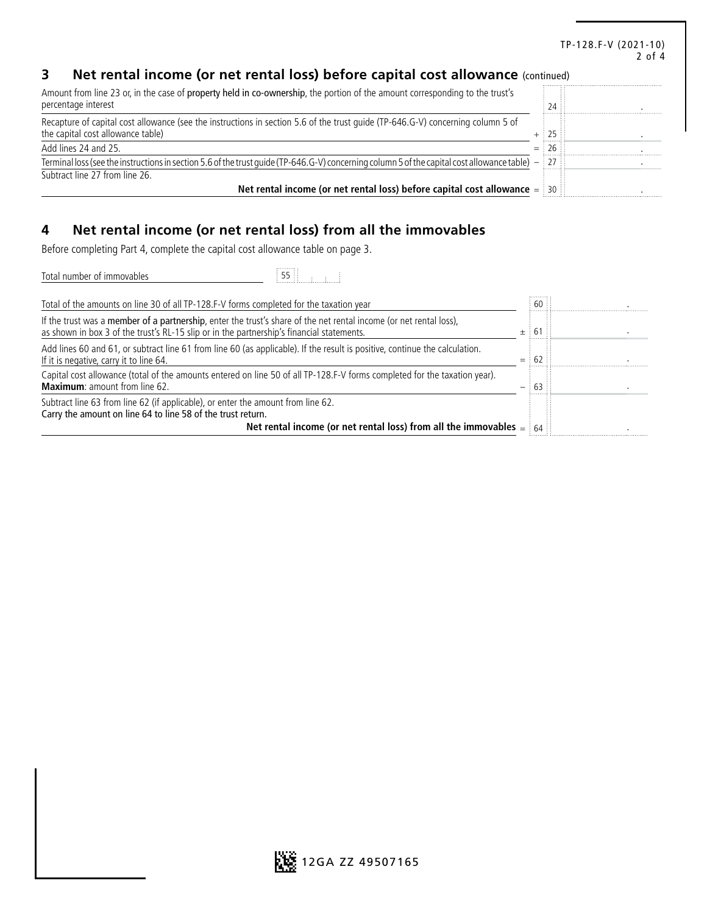## 3 Net rental income (or net rental loss) before capital cost allowance (continued)

| | | | |
|---|---|---|---|
| Amount from line 23 or, in the case of **property held in co-ownership**, the portion of the amount corresponding to the trust's percentage interest | | 24 | . |
| Recapture of capital cost allowance (see the instructions in section 5.6 of the trust guide (TP-646.G-V) concerning column 5 of the capital cost allowance table) | + | 25 | . |
| Add lines 24 and 25. | = | 26 | . |
| Terminal loss (see the instructions in section 5.6 of the trust guide (TP-646.G-V) concerning column 5 of the capital cost allowance table) | − | 27 | . |
| Subtract line 27 from line 26. **Net rental income (or net rental loss) before capital cost allowance** | = | 30 | . |

## 4 Net rental income (or net rental loss) from all the immovables

Before completing Part 4, complete the capital cost allowance table on page 3.

Total number of immovables 55

| | | | |
|---|---|---|---|
| Total of the amounts on line 30 of all TP-128.F-V forms completed for the taxation year | | 60 | . |
| If the trust was a **member of a partnership**, enter the trust's share of the net rental income (or net rental loss), as shown in box 3 of the trust's RL-15 slip or in the partnership's financial statements. | ± | 61 | . |
| Add lines 60 and 61, or subtract line 61 from line 60 (as applicable). If the result is positive, continue the calculation. If it is negative, carry it to line 64. | = | 62 | . |
| Capital cost allowance (total of the amounts entered on line 50 of all TP-128.F-V forms completed for the taxation year). **Maximum**: amount from line 62. | − | 63 | . |
| Subtract line 63 from line 62 (if applicable), or enter the amount from line 62. **Carry the amount on line 64 to line 58 of the trust return.** **Net rental income (or net rental loss) from all the immovables** | = | 64 | . |

12GA ZZ 49507165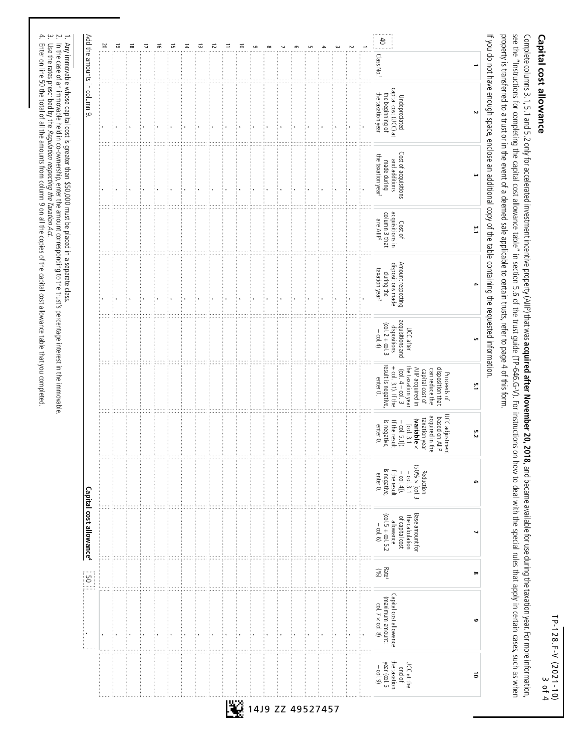## Capital cost allowance

Complete columns 3.1, 5.1 and 5.2 only for accelerated investment incentive property (AIIP) that was **acquired after November 20, 2018**, and became available for use during the taxation year. For more information, see the "Instructions for completing the capital cost allowance table" in section 5.6 of the trust guide (TP-646.G-V). For instructions on how to deal with the special rules that apply in certain cases, such as when property is transferred to a trust or in the event of a deemed sale applicable to certain trusts, refer to page 4 of this form.

If you do not have enough space, enclose an additional copy of the table containing the requested information.

| | 1 | 2 | 3 | 3.1 | 4 | 5 | 5.1 | 5.2 | 6 | 7 | 8 | 9 | 10 |
|---|---|---|---|---|---|---|---|---|---|---|---|---|---|
| 40 | Class No.[1] | Undepreciated capital cost (UCC) at the beginning of the taxation year | Cost of acquisitions and additions made during the taxation year[2] | Cost of acquisitions in column 3 that are AIIP[2] | Amount respecting dispositions made during the taxation year[2] | UCC after acquisitions and dispositions (col. 2 + col. 3 – col. 4) | Proceeds of disposition that can reduce the capital cost of AIIP acquired in the taxation year (col. 4 – col. 3 + col. 3.1). If the result is negative, enter 0. | UCC adjustment based on AIIP acquired in the taxation year (**variable** × [col. 3.1 – col. 5.1]). If the result is negative, enter 0. | Reduction (50% × [col. 3 – col. 3.1 – col. 4]). If the result is negative, enter 0. | Base amount for the calculation of capital cost allowance (col. 5 + col. 5.2 – col. 6) | Rate[3] (%) | Capital cost allowance (maximum amount: col. 7 × col. 8) | UCC at the end of the taxation year (col. 5 – col. 9) |
| 1 | | . | . | | . | | | | | | | . | |
| 2 | | . | . | | . | | | | | | | . | |
| 3 | | . | . | | . | | | | | | | . | |
| 4 | | . | . | | . | | | | | | | . | |
| 5 | | . | . | | . | | | | | | | . | |
| 6 | | . | . | | . | | | | | | | . | |
| 7 | | . | . | | . | | | | | | | . | |
| 8 | | . | . | | . | | | | | | | . | |
| 9 | | . | . | | . | | | | | | | . | |
| 10 | | . | . | | . | | | | | | | . | |
| 11 | | . | . | | . | | | | | | | . | |
| 12 | | . | . | | . | | | | | | | . | |
| 13 | | . | . | | . | | | | | | | . | |
| 14 | | . | . | | . | | | | | | | . | |
| 15 | | . | . | | . | | | | | | | . | |
| 16 | | . | . | | . | | | | | | | . | |
| 17 | | . | . | | . | | | | | | | . | |
| 18 | | . | . | | . | | | | | | | . | |
| 19 | | . | . | | . | | | | | | | . | |
| 20 | | . | . | | . | | | | | | | . | |

Add the amounts in column 9. **Capital cost allowance[4]** 50 .

1. Any immovable whose capital cost is greater than $50,000 must be placed in a separate class.
2. In the case of an immovable held in co-ownership, enter the amount corresponding to the trust's percentage interest in the immovable.
3. Use the rates prescribed by the *Regulation respecting the Taxation Act*.
4. Enter on line 50 the total of all the amounts from column 9 on all the copies of the capital cost allowance table that you completed.

14J9 ZZ 49527457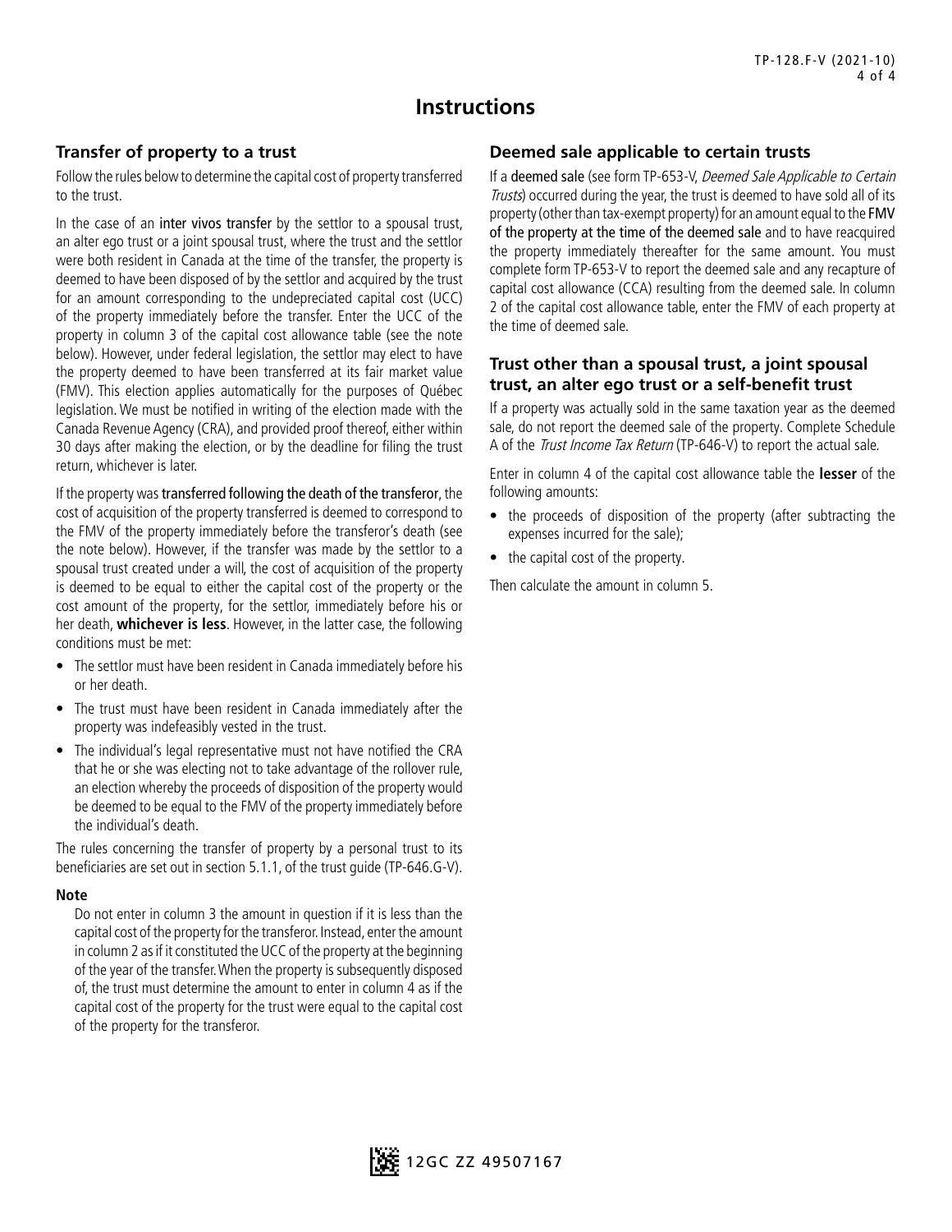# Instructions

## Transfer of property to a trust

Follow the rules below to determine the capital cost of property transferred to the trust.

In the case of an inter vivos transfer by the settlor to a spousal trust, an alter ego trust or a joint spousal trust, where the trust and the settlor were both resident in Canada at the time of the transfer, the property is deemed to have been disposed of by the settlor and acquired by the trust for an amount corresponding to the undepreciated capital cost (UCC) of the property immediately before the transfer. Enter the UCC of the property in column 3 of the capital cost allowance table (see the note below). However, under federal legislation, the settlor may elect to have the property deemed to have been transferred at its fair market value (FMV). This election applies automatically for the purposes of Québec legislation. We must be notified in writing of the election made with the Canada Revenue Agency (CRA), and provided proof thereof, either within 30 days after making the election, or by the deadline for filing the trust return, whichever is later.

If the property was transferred following the death of the transferor, the cost of acquisition of the property transferred is deemed to correspond to the FMV of the property immediately before the transferor's death (see the note below). However, if the transfer was made by the settlor to a spousal trust created under a will, the cost of acquisition of the property is deemed to be equal to either the capital cost of the property or the cost amount of the property, for the settlor, immediately before his or her death, **whichever is less**. However, in the latter case, the following conditions must be met:

- The settlor must have been resident in Canada immediately before his or her death.
- The trust must have been resident in Canada immediately after the property was indefeasibly vested in the trust.
- The individual's legal representative must not have notified the CRA that he or she was electing not to take advantage of the rollover rule, an election whereby the proceeds of disposition of the property would be deemed to be equal to the FMV of the property immediately before the individual's death.

The rules concerning the transfer of property by a personal trust to its beneficiaries are set out in section 5.1.1, of the trust guide (TP-646.G-V).

**Note**

Do not enter in column 3 the amount in question if it is less than the capital cost of the property for the transferor. Instead, enter the amount in column 2 as if it constituted the UCC of the property at the beginning of the year of the transfer. When the property is subsequently disposed of, the trust must determine the amount to enter in column 4 as if the capital cost of the property for the trust were equal to the capital cost of the property for the transferor.

## Deemed sale applicable to certain trusts

If a deemed sale (see form TP-653-V, *Deemed Sale Applicable to Certain Trusts*) occurred during the year, the trust is deemed to have sold all of its property (other than tax-exempt property) for an amount equal to the FMV of the property at the time of the deemed sale and to have reacquired the property immediately thereafter for the same amount. You must complete form TP-653-V to report the deemed sale and any recapture of capital cost allowance (CCA) resulting from the deemed sale. In column 2 of the capital cost allowance table, enter the FMV of each property at the time of deemed sale.

## Trust other than a spousal trust, a joint spousal trust, an alter ego trust or a self-benefit trust

If a property was actually sold in the same taxation year as the deemed sale, do not report the deemed sale of the property. Complete Schedule A of the *Trust Income Tax Return* (TP-646-V) to report the actual sale.

Enter in column 4 of the capital cost allowance table the **lesser** of the following amounts:

- the proceeds of disposition of the property (after subtracting the expenses incurred for the sale);
- the capital cost of the property.

Then calculate the amount in column 5.